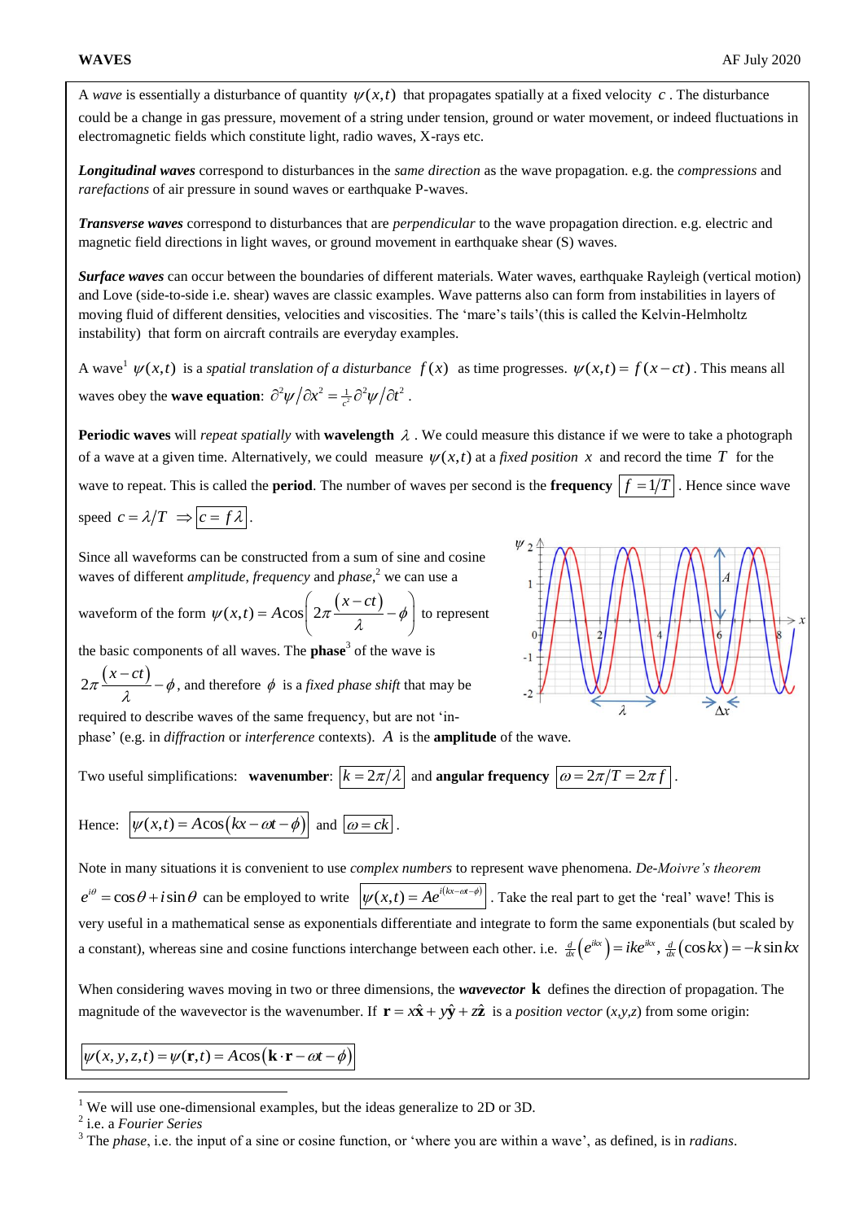# WAVES

A *wave* is essentially a disturbance of quantity $\psi(x,t)$ that propagates spatially at a fixed velocity $c$. The disturbance could be a change in gas pressure, movement of a string under tension, ground or water movement, or indeed fluctuations in electromagnetic fields which constitute light, radio waves, X-rays etc.

***Longitudinal waves*** correspond to disturbances in the *same direction* as the wave propagation. e.g. the *compressions* and *rarefactions* of air pressure in sound waves or earthquake P-waves.

***Transverse waves*** correspond to disturbances that are *perpendicular* to the wave propagation direction. e.g. electric and magnetic field directions in light waves, or ground movement in earthquake shear (S) waves.

***Surface waves*** can occur between the boundaries of different materials. Water waves, earthquake Rayleigh (vertical motion) and Love (side-to-side i.e. shear) waves are classic examples. Wave patterns also can form from instabilities in layers of moving fluid of different densities, velocities and viscosities. The 'mare's tails'(this is called the Kelvin-Helmholtz instability) that form on aircraft contrails are everyday examples.

A wave[1] $\psi(x,t)$ is a *spatial translation of a disturbance* $f(x)$ as time progresses. $\psi(x,t) = f(x-ct)$. This means all waves obey the **wave equation**: $\partial^2\psi/\partial x^2 = \frac{1}{c^2}\partial^2\psi/\partial t^2$.

**Periodic waves** will *repeat spatially* with **wavelength** $\lambda$. We could measure this distance if we were to take a photograph of a wave at a given time. Alternatively, we could measure $\psi(x,t)$ at a *fixed position* $x$ and record the time $T$ for the wave to repeat. This is called the **period**. The number of waves per second is the **frequency** $\boxed{f = 1/T}$. Hence since wave speed $c = \lambda/T \Rightarrow \boxed{c = f\lambda}$.

Since all waveforms can be constructed from a sum of sine and cosine waves of different *amplitude*, *frequency* and *phase*,[2] we can use a waveform of the form $\psi(x,t) = A\cos\left(2\pi\frac{(x-ct)}{\lambda} - \phi\right)$ to represent the basic components of all waves. The **phase**[3] of the wave is $2\pi\frac{(x-ct)}{\lambda} - \phi$, and therefore $\phi$ is a *fixed phase shift* that may be required to describe waves of the same frequency, but are not 'in-phase' (e.g. in *diffraction* or *interference* contexts). $A$ is the **amplitude** of the wave.

Two useful simplifications: **wavenumber**: $\boxed{k = 2\pi/\lambda}$ and **angular frequency** $\boxed{\omega = 2\pi/T = 2\pi f}$.

Hence: $\boxed{\psi(x,t) = A\cos(kx - \omega t - \phi)}$ and $\boxed{\omega = ck}$.

Note in many situations it is convenient to use *complex numbers* to represent wave phenomena. *De-Moivre's theorem* $e^{i\theta} = \cos\theta + i\sin\theta$ can be employed to write $\boxed{\psi(x,t) = Ae^{i(kx-\omega t-\phi)}}$. Take the real part to get the 'real' wave! This is very useful in a mathematical sense as exponentials differentiate and integrate to form the same exponentials (but scaled by a constant), whereas sine and cosine functions interchange between each other. i.e. $\frac{d}{dx}\left(e^{ikx}\right) = ike^{ikx}$, $\frac{d}{dx}(\cos kx) = -k\sin kx$

When considering waves moving in two or three dimensions, the ***wavevector*** $\mathbf{k}$ defines the direction of propagation. The magnitude of the wavevector is the wavenumber. If $\mathbf{r} = x\hat{\mathbf{x}} + y\hat{\mathbf{y}} + z\hat{\mathbf{z}}$ is a *position vector* (*x,y,z*) from some origin:

$$\boxed{\psi(x,y,z,t) = \psi(\mathbf{r},t) = A\cos(\mathbf{k}\cdot\mathbf{r} - \omega t - \phi)}$$

---

[1] We will use one-dimensional examples, but the ideas generalize to 2D or 3D.

[2] i.e. a *Fourier Series*

[3] The *phase*, i.e. the input of a sine or cosine function, or 'where you are within a wave', as defined, is in *radians*.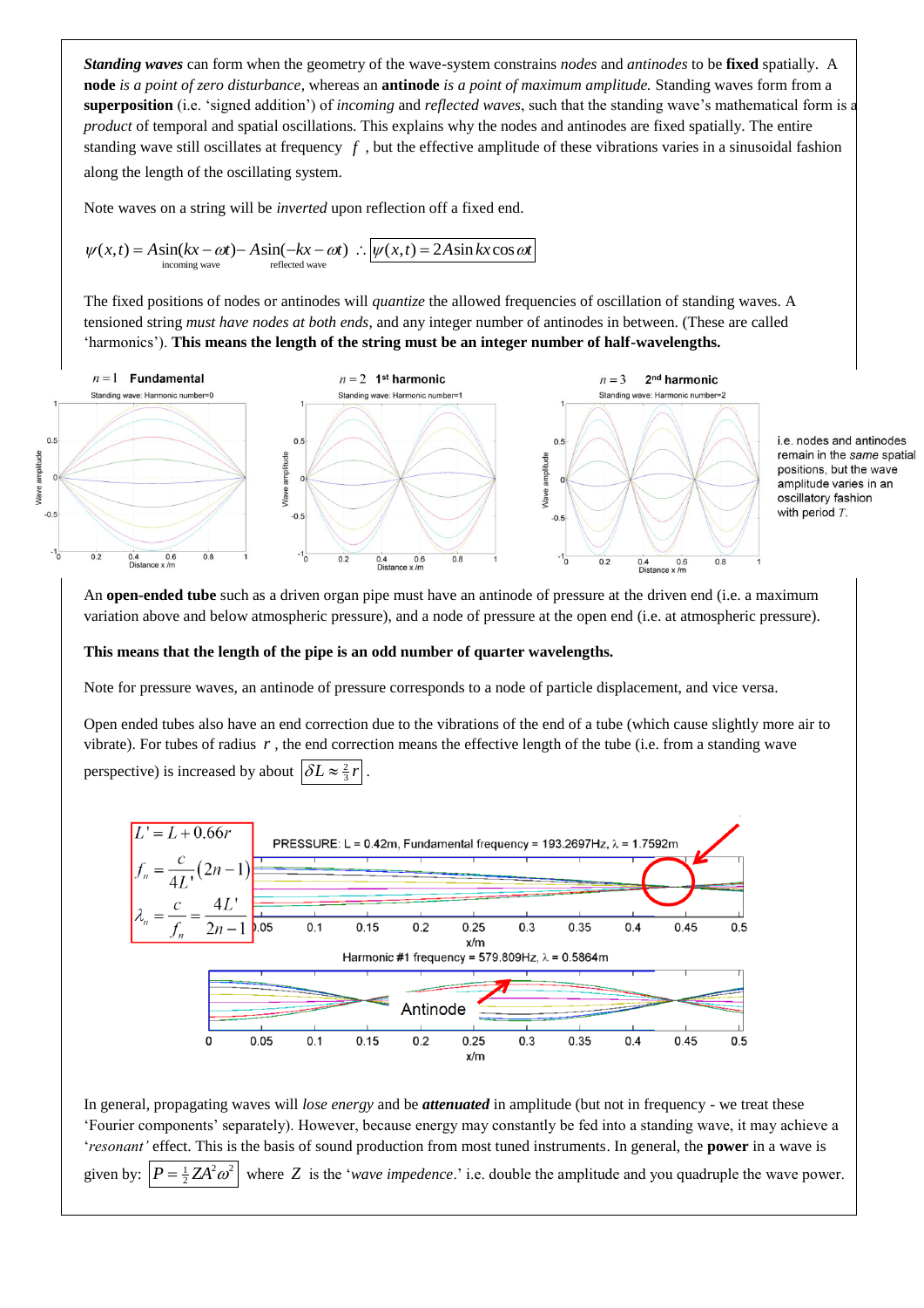***Standing waves*** can form when the geometry of the wave-system constrains *nodes* and *antinodes* to be **fixed** spatially. A **node** *is a point of zero disturbance*, whereas an **antinode** *is a point of maximum amplitude.* Standing waves form from a **superposition** (i.e. 'signed addition') of *incoming* and *reflected waves*, such that the standing wave's mathematical form is a *product* of temporal and spatial oscillations. This explains why the nodes and antinodes are fixed spatially. The entire standing wave still oscillates at frequency $f$, but the effective amplitude of these vibrations varies in a sinusoidal fashion along the length of the oscillating system.

Note waves on a string will be *inverted* upon reflection off a fixed end.

$$\psi(x,t) = \underbrace{A\sin(kx-\omega t)}_{\text{incoming wave}} - \underbrace{A\sin(-kx-\omega t)}_{\text{reflected wave}} \;\therefore\; \boxed{\psi(x,t) = 2A\sin kx \cos \omega t}$$

The fixed positions of nodes or antinodes will *quantize* the allowed frequencies of oscillation of standing waves. A tensioned string *must have nodes at both ends*, and any integer number of antinodes in between. (These are called 'harmonics'). **This means the length of the string must be an integer number of half-wavelengths.**

$n = 1$ **Fundamental** — Standing wave: Harmonic number=0

$n = 2$ **1st harmonic** — Standing wave: Harmonic number=1

$n = 3$ **2nd harmonic** — Standing wave: Harmonic number=2

i.e. nodes and antinodes remain in the *same* spatial positions, but the wave amplitude varies in an oscillatory fashion with period $T$.

An **open-ended tube** such as a driven organ pipe must have an antinode of pressure at the driven end (i.e. a maximum variation above and below atmospheric pressure), and a node of pressure at the open end (i.e. at atmospheric pressure).

**This means that the length of the pipe is an odd number of quarter wavelengths.**

Note for pressure waves, an antinode of pressure corresponds to a node of particle displacement, and vice versa.

Open ended tubes also have an end correction due to the vibrations of the end of a tube (which cause slightly more air to vibrate). For tubes of radius $r$, the end correction means the effective length of the tube (i.e. from a standing wave perspective) is increased by about $\boxed{\delta L \approx \tfrac{2}{3} r}$.

$$L' = L + 0.66r$$

$$f_n = \frac{c}{4L'}(2n-1)$$

$$\lambda_n = \frac{c}{f_n} = \frac{4L'}{2n-1}$$

PRESSURE: L = 0.42m, Fundamental frequency = 193.2697Hz, λ = 1.7592m

Harmonic #1 frequency = 579.809Hz, λ = 0.5864m

Antinode

In general, propagating waves will *lose energy* and be ***attenuated*** in amplitude (but not in frequency - we treat these 'Fourier components' separately). However, because energy may constantly be fed into a standing wave, it may achieve a '*resonant'* effect. This is the basis of sound production from most tuned instruments. In general, the **power** in a wave is given by: $\boxed{P = \tfrac{1}{2} Z A^2 \omega^2}$ where $Z$ is the '*wave impedence*.' i.e. double the amplitude and you quadruple the wave power.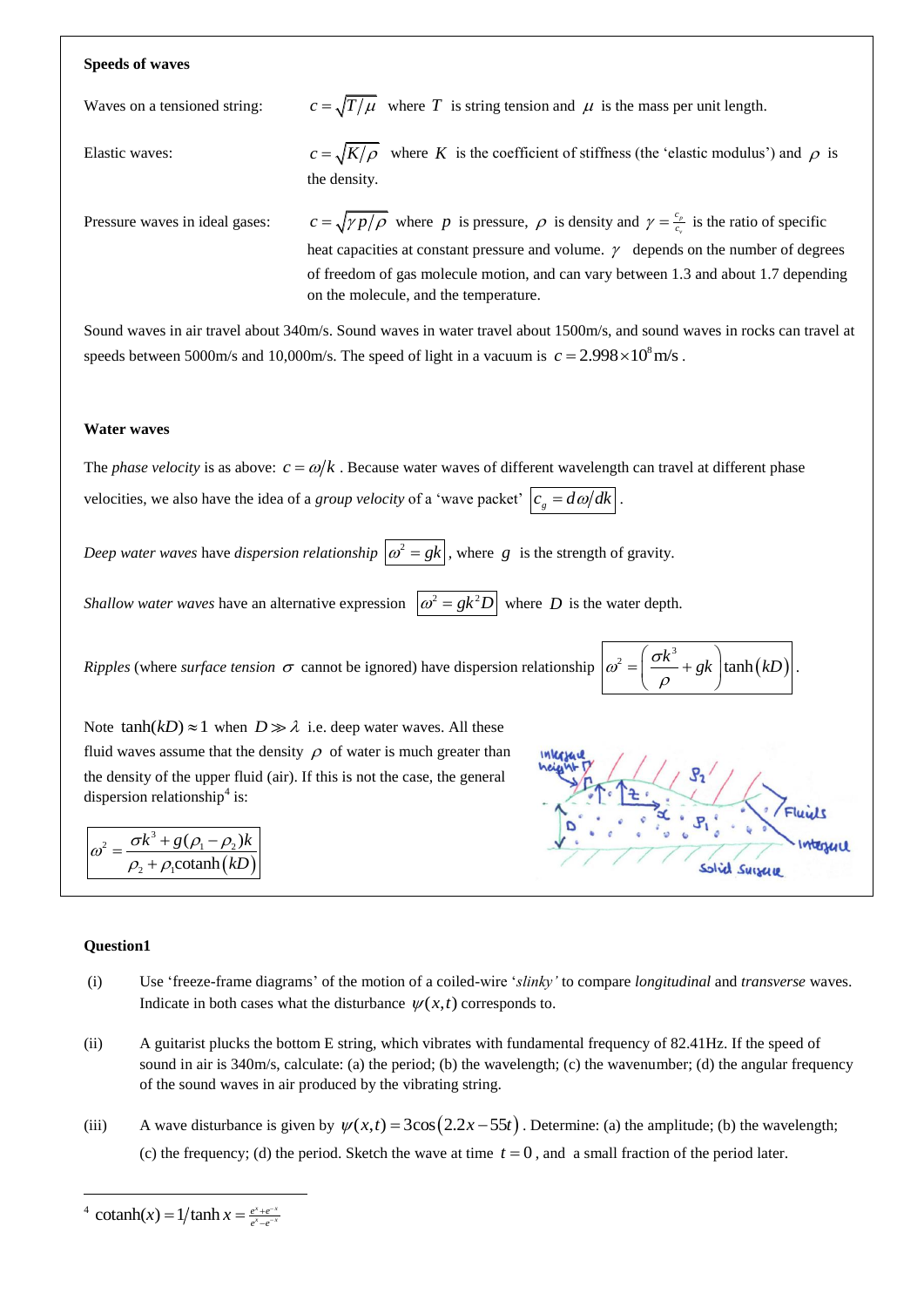**Speeds of waves**

Waves on a tensioned string: $c = \sqrt{T/\mu}$ where $T$ is string tension and $\mu$ is the mass per unit length.

Elastic waves: $c = \sqrt{K/\rho}$ where $K$ is the coefficient of stiffness (the 'elastic modulus') and $\rho$ is the density.

Pressure waves in ideal gases: $c = \sqrt{\gamma p/\rho}$ where $p$ is pressure, $\rho$ is density and $\gamma = \frac{c_p}{c_v}$ is the ratio of specific heat capacities at constant pressure and volume. $\gamma$ depends on the number of degrees of freedom of gas molecule motion, and can vary between 1.3 and about 1.7 depending on the molecule, and the temperature.

Sound waves in air travel about 340m/s. Sound waves in water travel about 1500m/s, and sound waves in rocks can travel at speeds between 5000m/s and 10,000m/s. The speed of light in a vacuum is $c = 2.998 \times 10^8\,\text{m/s}$.

**Water waves**

The *phase velocity* is as above: $c = \omega/k$. Because water waves of different wavelength can travel at different phase velocities, we also have the idea of a *group velocity* of a 'wave packet' $\boxed{c_g = d\omega/dk}$.

*Deep water waves* have *dispersion relationship* $\boxed{\omega^2 = gk}$, where $g$ is the strength of gravity.

*Shallow water waves* have an alternative expression $\boxed{\omega^2 = gk^2 D}$ where $D$ is the water depth.

*Ripples* (where *surface tension* $\sigma$ cannot be ignored) have dispersion relationship $\boxed{\omega^2 = \left(\frac{\sigma k^3}{\rho} + gk\right)\tanh(kD)}$.

Note $\tanh(kD) \approx 1$ when $D \gg \lambda$ i.e. deep water waves. All these fluid waves assume that the density $\rho$ of water is much greater than the density of the upper fluid (air). If this is not the case, the general dispersion relationship[4] is:

$$\boxed{\omega^2 = \frac{\sigma k^3 + g(\rho_1 - \rho_2)k}{\rho_2 + \rho_1 \text{cotanh}(kD)}}$$

**Question1**

(i) Use 'freeze-frame diagrams' of the motion of a coiled-wire '*slinky*' to compare *longitudinal* and *transverse* waves. Indicate in both cases what the disturbance $\psi(x,t)$ corresponds to.

(ii) A guitarist plucks the bottom E string, which vibrates with fundamental frequency of 82.41Hz. If the speed of sound in air is 340m/s, calculate: (a) the period; (b) the wavelength; (c) the wavenumber; (d) the angular frequency of the sound waves in air produced by the vibrating string.

(iii) A wave disturbance is given by $\psi(x,t) = 3\cos(2.2x - 55t)$. Determine: (a) the amplitude; (b) the wavelength; (c) the frequency; (d) the period. Sketch the wave at time $t = 0$, and a small fraction of the period later.

---

[4] $\text{cotanh}(x) = 1/\tanh x = \frac{e^x + e^{-x}}{e^x - e^{-x}}$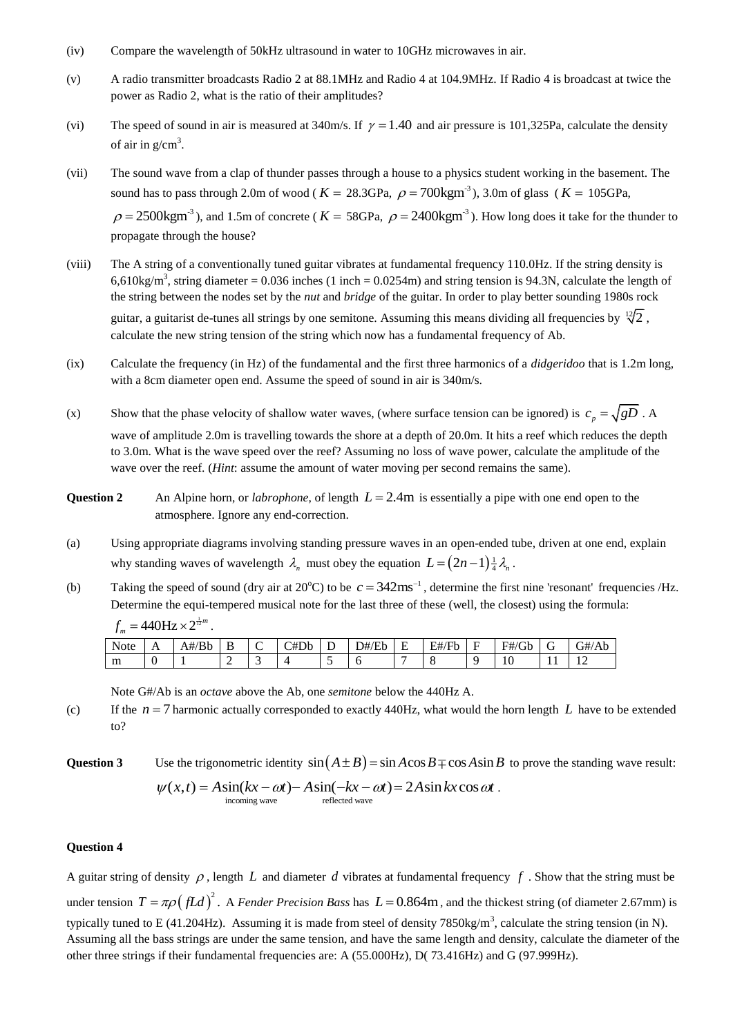(iv) Compare the wavelength of 50kHz ultrasound in water to 10GHz microwaves in air.

(v) A radio transmitter broadcasts Radio 2 at 88.1MHz and Radio 4 at 104.9MHz. If Radio 4 is broadcast at twice the power as Radio 2, what is the ratio of their amplitudes?

(vi) The speed of sound in air is measured at 340m/s. If $\gamma = 1.40$ and air pressure is 101,325Pa, calculate the density of air in g/cm$^3$.

(vii) The sound wave from a clap of thunder passes through a house to a physics student working in the basement. The sound has to pass through 2.0m of wood ($K =$ 28.3GPa, $\rho = 700\text{kgm}^{-3}$), 3.0m of glass ($K =$ 105GPa, $\rho = 2500\text{kgm}^{-3}$), and 1.5m of concrete ($K =$ 58GPa, $\rho = 2400\text{kgm}^{-3}$). How long does it take for the thunder to propagate through the house?

(viii) The A string of a conventionally tuned guitar vibrates at fundamental frequency 110.0Hz. If the string density is 6,610kg/m$^3$, string diameter = 0.036 inches (1 inch = 0.0254m) and string tension is 94.3N, calculate the length of the string between the nodes set by the *nut* and *bridge* of the guitar. In order to play better sounding 1980s rock guitar, a guitarist de-tunes all strings by one semitone. Assuming this means dividing all frequencies by $\sqrt[12]{2}$, calculate the new string tension of the string which now has a fundamental frequency of Ab.

(ix) Calculate the frequency (in Hz) of the fundamental and the first three harmonics of a *didgeridoo* that is 1.2m long, with a 8cm diameter open end. Assume the speed of sound in air is 340m/s.

(x) Show that the phase velocity of shallow water waves, (where surface tension can be ignored) is $c_p = \sqrt{gD}$. A wave of amplitude 2.0m is travelling towards the shore at a depth of 20.0m. It hits a reef which reduces the depth to 3.0m. What is the wave speed over the reef? Assuming no loss of wave power, calculate the amplitude of the wave over the reef. (*Hint*: assume the amount of water moving per second remains the same).

**Question 2** An Alpine horn, or *labrophone,* of length $L = 2.4\text{m}$ is essentially a pipe with one end open to the atmosphere. Ignore any end-correction.

(a) Using appropriate diagrams involving standing pressure waves in an open-ended tube, driven at one end, explain why standing waves of wavelength $\lambda_n$ must obey the equation $L = (2n-1)\frac{1}{4}\lambda_n$.

(b) Taking the speed of sound (dry air at 20$^\text{o}$C) to be $c = 342\text{ms}^{-1}$, determine the first nine 'resonant' frequencies /Hz. Determine the equi-tempered musical note for the last three of these (well, the closest) using the formula: $f_m = 440\text{Hz} \times 2^{\frac{1}{12}m}$.

| Note | A | A#/Bb | B | C | C#Db | D | D#/Eb | E | E#/Fb | F | F#/Gb | G | G#/Ab |
|---|---|---|---|---|---|---|---|---|---|---|---|---|---|
| m | 0 | 1 | 2 | 3 | 4 | 5 | 6 | 7 | 8 | 9 | 10 | 11 | 12 |

Note G#/Ab is an *octave* above the Ab, one *semitone* below the 440Hz A.

(c) If the $n = 7$ harmonic actually corresponded to exactly 440Hz, what would the horn length $L$ have to be extended to?

**Question 3** Use the trigonometric identity $\sin(A \pm B) = \sin A \cos B \mp \cos A \sin B$ to prove the standing wave result:

$$\psi(x,t) = \underbrace{A\sin(kx-\omega t)}_{\text{incoming wave}} - \underbrace{A\sin(-kx-\omega t)}_{\text{reflected wave}} = 2A\sin kx \cos \omega t\,.$$

**Question 4**

A guitar string of density $\rho$, length $L$ and diameter $d$ vibrates at fundamental frequency $f$. Show that the string must be under tension $T = \pi\rho\left(fLd\right)^2$. A *Fender Precision Bass* has $L = 0.864\text{m}$, and the thickest string (of diameter 2.67mm) is typically tuned to E (41.204Hz). Assuming it is made from steel of density 7850kg/m$^3$, calculate the string tension (in N). Assuming all the bass strings are under the same tension, and have the same length and density, calculate the diameter of the other three strings if their fundamental frequencies are: A (55.000Hz), D( 73.416Hz) and G (97.999Hz).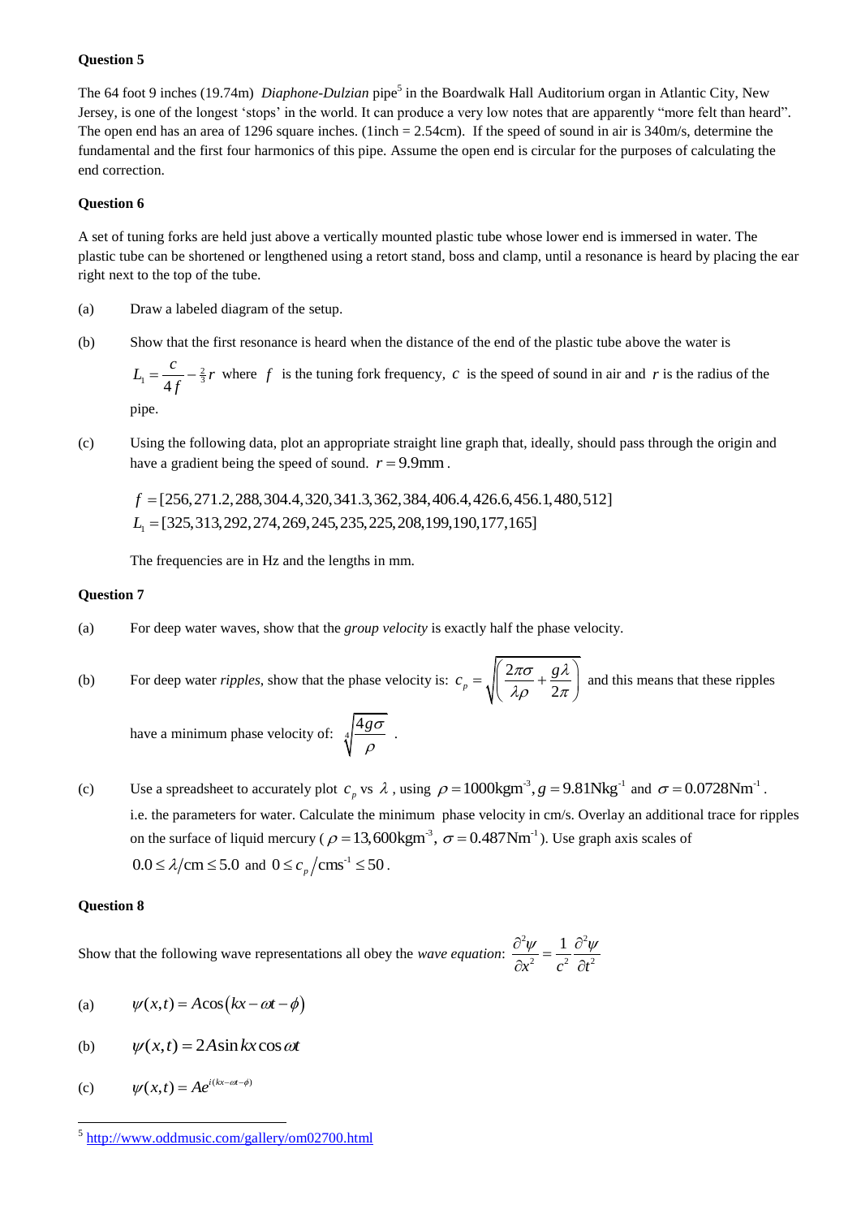**Question 5**

The 64 foot 9 inches (19.74m) *Diaphone-Dulzian* pipe[5] in the Boardwalk Hall Auditorium organ in Atlantic City, New Jersey, is one of the longest 'stops' in the world. It can produce a very low notes that are apparently "more felt than heard". The open end has an area of 1296 square inches. (1inch = 2.54cm). If the speed of sound in air is 340m/s, determine the fundamental and the first four harmonics of this pipe. Assume the open end is circular for the purposes of calculating the end correction.

**Question 6**

A set of tuning forks are held just above a vertically mounted plastic tube whose lower end is immersed in water. The plastic tube can be shortened or lengthened using a retort stand, boss and clamp, until a resonance is heard by placing the ear right next to the top of the tube.

(a) Draw a labeled diagram of the setup.

(b) Show that the first resonance is heard when the distance of the end of the plastic tube above the water is $L_1 = \frac{c}{4f} - \frac{2}{3}r$ where $f$ is the tuning fork frequency, $c$ is the speed of sound in air and $r$ is the radius of the pipe.

(c) Using the following data, plot an appropriate straight line graph that, ideally, should pass through the origin and have a gradient being the speed of sound. $r = 9.9\text{mm}$.

$$f = [256, 271.2, 288, 304.4, 320, 341.3, 362, 384, 406.4, 426.6, 456.1, 480, 512]$$
$$L_1 = [325, 313, 292, 274, 269, 245, 235, 225, 208, 199, 190, 177, 165]$$

The frequencies are in Hz and the lengths in mm.

**Question 7**

(a) For deep water waves, show that the *group velocity* is exactly half the phase velocity.

(b) For deep water *ripples*, show that the phase velocity is: $c_p = \sqrt{\left(\frac{2\pi\sigma}{\lambda\rho} + \frac{g\lambda}{2\pi}\right)}$ and this means that these ripples have a minimum phase velocity of: $\sqrt[4]{\frac{4g\sigma}{\rho}}$.

(c) Use a spreadsheet to accurately plot $c_p$ vs $\lambda$, using $\rho = 1000\text{kgm}^{-3}, g = 9.81\text{Nkg}^{-1}$ and $\sigma = 0.0728\text{Nm}^{-1}$. i.e. the parameters for water. Calculate the minimum phase velocity in cm/s. Overlay an additional trace for ripples on the surface of liquid mercury ($\rho = 13{,}600\text{kgm}^{-3}$, $\sigma = 0.487\text{Nm}^{-1}$). Use graph axis scales of $0.0 \leq \lambda/\text{cm} \leq 5.0$ and $0 \leq c_p/\text{cms}^{-1} \leq 50$.

**Question 8**

Show that the following wave representations all obey the *wave equation*: $\frac{\partial^2\psi}{\partial x^2} = \frac{1}{c^2}\frac{\partial^2\psi}{\partial t^2}$

(a) $\psi(x,t) = A\cos(kx - \omega t - \phi)$

(b) $\psi(x,t) = 2A\sin kx \cos \omega t$

(c) $\psi(x,t) = Ae^{i(kx - \omega t - \phi)}$

[5] http://www.oddmusic.com/gallery/om02700.html